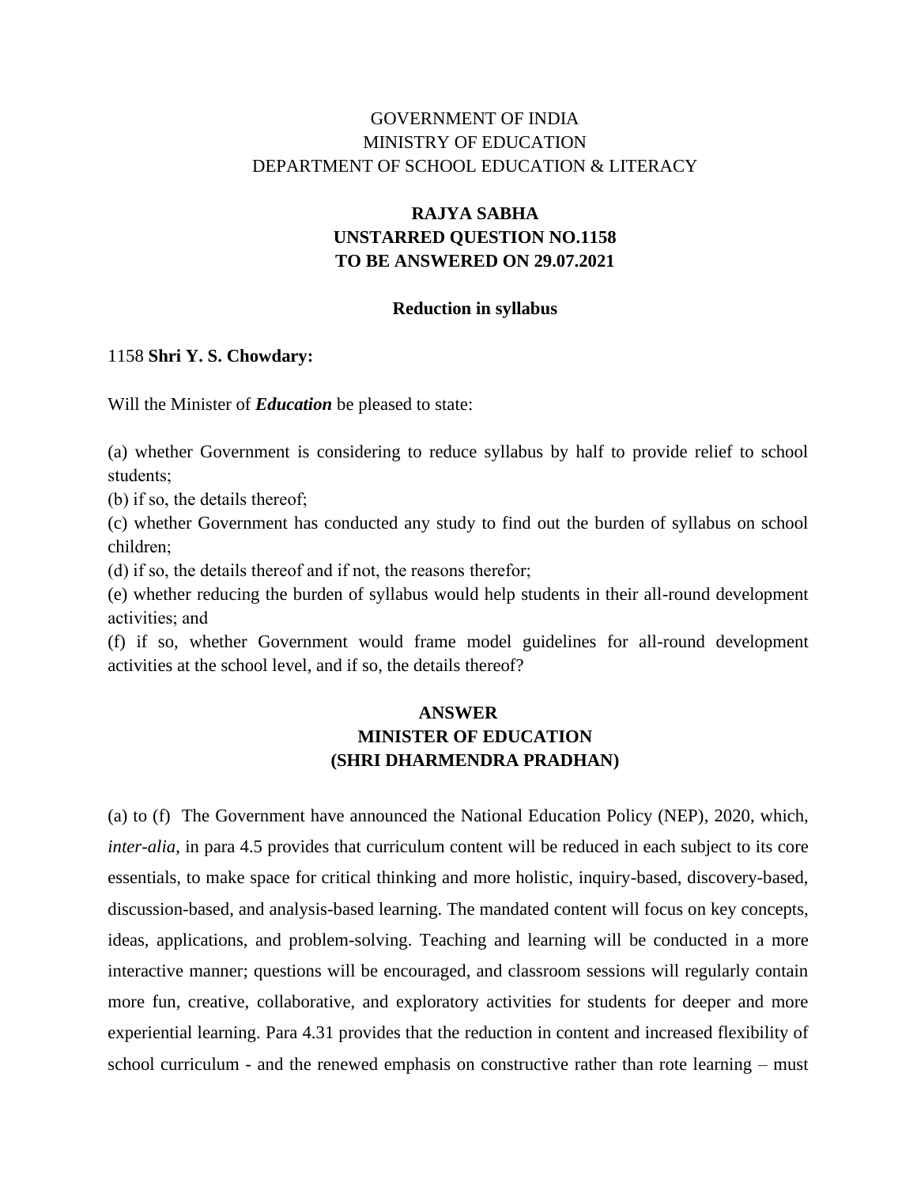GOVERNMENT OF INDIA
MINISTRY OF EDUCATION
DEPARTMENT OF SCHOOL EDUCATION & LITERACY

**RAJYA SABHA**
**UNSTARRED QUESTION NO.1158**
**TO BE ANSWERED ON 29.07.2021**

**Reduction in syllabus**

1158 **Shri Y. S. Chowdary:**

Will the Minister of ***Education*** be pleased to state:

(a) whether Government is considering to reduce syllabus by half to provide relief to school students;
(b) if so, the details thereof;
(c) whether Government has conducted any study to find out the burden of syllabus on school children;
(d) if so, the details thereof and if not, the reasons therefor;
(e) whether reducing the burden of syllabus would help students in their all-round development activities; and
(f) if so, whether Government would frame model guidelines for all-round development activities at the school level, and if so, the details thereof?

**ANSWER**
**MINISTER OF EDUCATION**
**(SHRI DHARMENDRA PRADHAN)**

(a) to (f) The Government have announced the National Education Policy (NEP), 2020, which, *inter-alia*, in para 4.5 provides that curriculum content will be reduced in each subject to its core essentials, to make space for critical thinking and more holistic, inquiry-based, discovery-based, discussion-based, and analysis-based learning. The mandated content will focus on key concepts, ideas, applications, and problem-solving. Teaching and learning will be conducted in a more interactive manner; questions will be encouraged, and classroom sessions will regularly contain more fun, creative, collaborative, and exploratory activities for students for deeper and more experiential learning. Para 4.31 provides that the reduction in content and increased flexibility of school curriculum - and the renewed emphasis on constructive rather than rote learning – must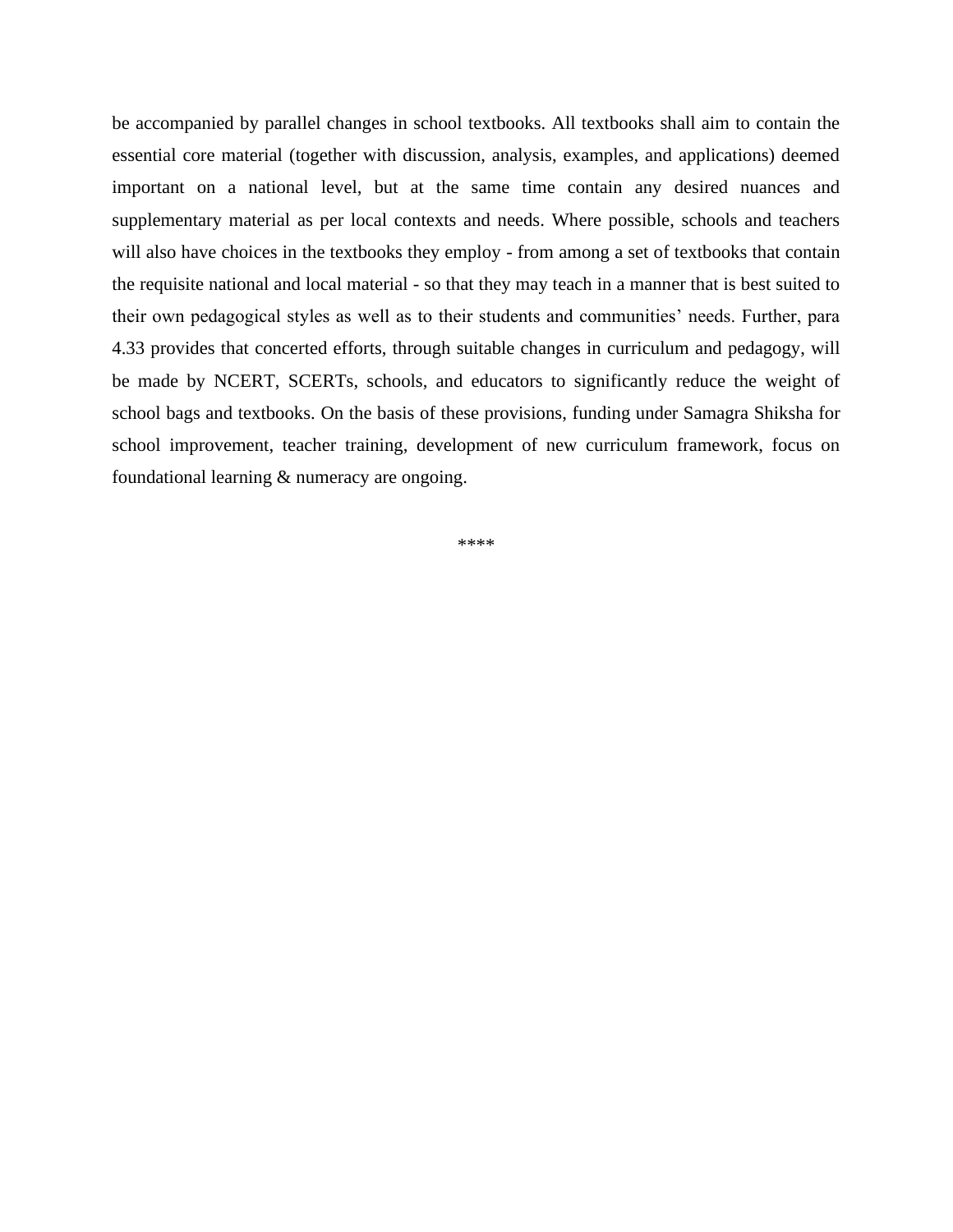be accompanied by parallel changes in school textbooks. All textbooks shall aim to contain the essential core material (together with discussion, analysis, examples, and applications) deemed important on a national level, but at the same time contain any desired nuances and supplementary material as per local contexts and needs. Where possible, schools and teachers will also have choices in the textbooks they employ - from among a set of textbooks that contain the requisite national and local material - so that they may teach in a manner that is best suited to their own pedagogical styles as well as to their students and communities' needs. Further, para 4.33 provides that concerted efforts, through suitable changes in curriculum and pedagogy, will be made by NCERT, SCERTs, schools, and educators to significantly reduce the weight of school bags and textbooks. On the basis of these provisions, funding under Samagra Shiksha for school improvement, teacher training, development of new curriculum framework, focus on foundational learning & numeracy are ongoing.

****